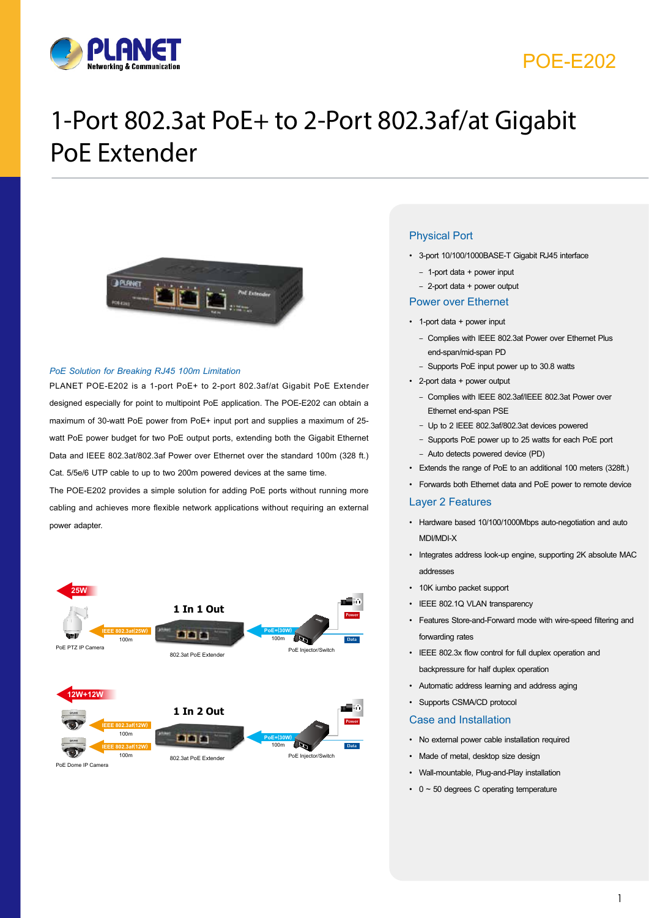POE-E202

# 1-Port 802.3at PoE+ to 2-Port 802.3af/at Gigabit PoE Extender

*PoE Solution for Breaking RJ45 100m Limitation*

PLANET POE-E202 is a 1-port PoE+ to 2-port 802.3af/at Gigabit PoE Extender designed especially for point to multipoint PoE application. The POE-E202 can obtain a maximum of 30-watt PoE power from PoE+ input port and supplies a maximum of 25-watt PoE power budget for two PoE output ports, extending both the Gigabit Ethernet Data and IEEE 802.3at/802.3af Power over Ethernet over the standard 100m (328 ft.) Cat. 5/5e/6 UTP cable to up to two 200m powered devices at the same time.

The POE-E202 provides a simple solution for adding PoE ports without running more cabling and achieves more flexible network applications without requiring an external power adapter.

## Physical Port

- 3-port 10/100/1000BASE-T Gigabit RJ45 interface
  - 1-port data + power input
  - 2-port data + power output

## Power over Ethernet

- 1-port data + power input
  - Complies with IEEE 802.3at Power over Ethernet Plus end-span/mid-span PD
  - Supports PoE input power up to 30.8 watts
- 2-port data + power output
  - Complies with IEEE 802.3af/IEEE 802.3at Power over Ethernet end-span PSE
  - Up to 2 IEEE 802.3af/802.3at devices powered
  - Supports PoE power up to 25 watts for each PoE port
  - Auto detects powered device (PD)
- Extends the range of PoE to an additional 100 meters (328ft.)
- Forwards both Ethernet data and PoE power to remote device

## Layer 2 Features

- Hardware based 10/100/1000Mbps auto-negotiation and auto MDI/MDI-X
- Integrates address look-up engine, supporting 2K absolute MAC addresses
- 10K iumbo packet support
- IEEE 802.1Q VLAN transparency
- Features Store-and-Forward mode with wire-speed filtering and forwarding rates
- IEEE 802.3x flow control for full duplex operation and backpressure for half duplex operation
- Automatic address learning and address aging
- Supports CSMA/CD protocol

## Case and Installation

- No external power cable installation required
- Made of metal, desktop size design
- Wall-mountable, Plug-and-Play installation
- 0 ~ 50 degrees C operating temperature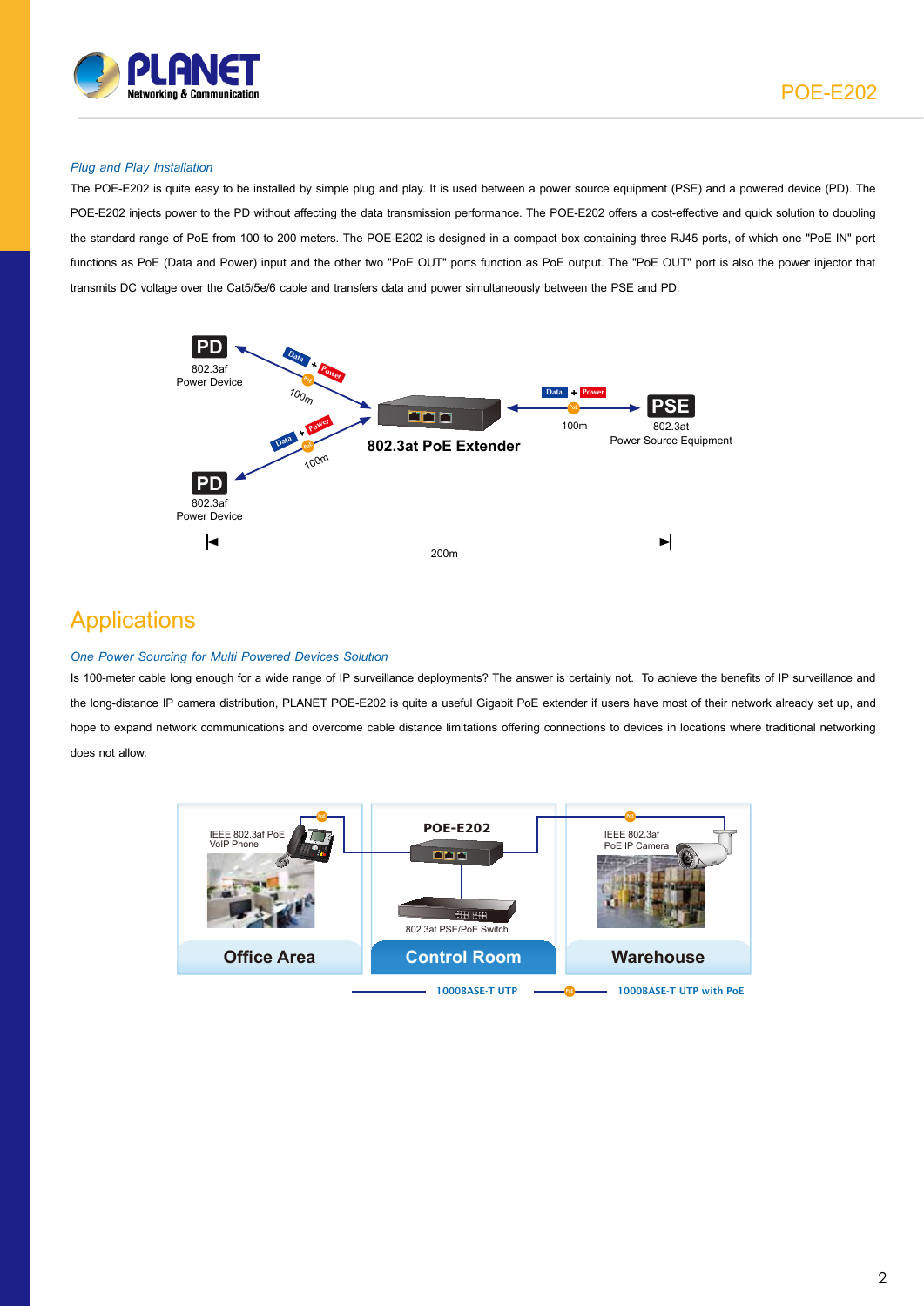*Plug and Play Installation*

The POE-E202 is quite easy to be installed by simple plug and play. It is used between a power source equipment (PSE) and a powered device (PD). The POE-E202 injects power to the PD without affecting the data transmission performance. The POE-E202 offers a cost-effective and quick solution to doubling the standard range of PoE from 100 to 200 meters. The POE-E202 is designed in a compact box containing three RJ45 ports, of which one "PoE IN" port functions as PoE (Data and Power) input and the other two "PoE OUT" ports function as PoE output. The "PoE OUT" port is also the power injector that transmits DC voltage over the Cat5/5e/6 cable and transfers data and power simultaneously between the PSE and PD.

## Applications

*One Power Sourcing for Multi Powered Devices Solution*

Is 100-meter cable long enough for a wide range of IP surveillance deployments? The answer is certainly not. To achieve the benefits of IP surveillance and the long-distance IP camera distribution, PLANET POE-E202 is quite a useful Gigabit PoE extender if users have most of their network already set up, and hope to expand network communications and overcome cable distance limitations offering connections to devices in locations where traditional networking does not allow.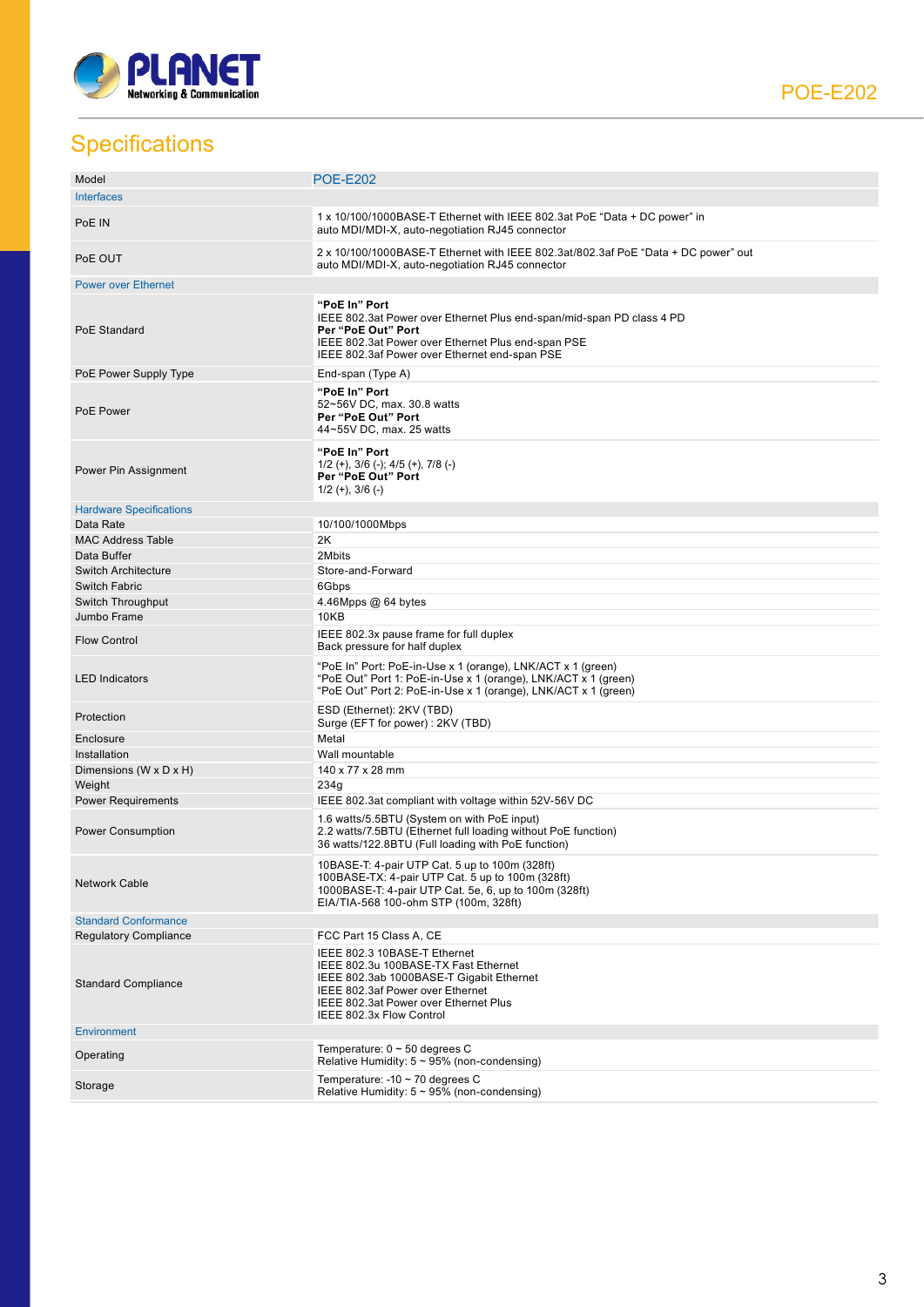## Specifications

| Model | POE-E202 |
|---|---|
| **Interfaces** | |
| PoE IN | 1 x 10/100/1000BASE-T Ethernet with IEEE 802.3at PoE "Data + DC power" in<br>auto MDI/MDI-X, auto-negotiation RJ45 connector |
| PoE OUT | 2 x 10/100/1000BASE-T Ethernet with IEEE 802.3at/802.3af PoE "Data + DC power" out<br>auto MDI/MDI-X, auto-negotiation RJ45 connector |
| **Power over Ethernet** | |
| PoE Standard | **"PoE In" Port**<br>IEEE 802.3at Power over Ethernet Plus end-span/mid-span PD class 4 PD<br>**Per "PoE Out" Port**<br>IEEE 802.3at Power over Ethernet Plus end-span PSE<br>IEEE 802.3af Power over Ethernet end-span PSE |
| PoE Power Supply Type | End-span (Type A) |
| PoE Power | **"PoE In" Port**<br>52~56V DC, max. 30.8 watts<br>**Per "PoE Out" Port**<br>44~55V DC, max. 25 watts |
| Power Pin Assignment | **"PoE In" Port**<br>1/2 (+), 3/6 (-); 4/5 (+), 7/8 (-)<br>**Per "PoE Out" Port**<br>1/2 (+), 3/6 (-) |
| **Hardware Specifications** | |
| Data Rate | 10/100/1000Mbps |
| MAC Address Table | 2K |
| Data Buffer | 2Mbits |
| Switch Architecture | Store-and-Forward |
| Switch Fabric | 6Gbps |
| Switch Throughput | 4.46Mpps @ 64 bytes |
| Jumbo Frame | 10KB |
| Flow Control | IEEE 802.3x pause frame for full duplex<br>Back pressure for half duplex |
| LED Indicators | "PoE In" Port: PoE-in-Use x 1 (orange), LNK/ACT x 1 (green)<br>"PoE Out" Port 1: PoE-in-Use x 1 (orange), LNK/ACT x 1 (green)<br>"PoE Out" Port 2: PoE-in-Use x 1 (orange), LNK/ACT x 1 (green) |
| Protection | ESD (Ethernet): 2KV (TBD)<br>Surge (EFT for power) : 2KV (TBD) |
| Enclosure | Metal |
| Installation | Wall mountable |
| Dimensions (W x D x H) | 140 x 77 x 28 mm |
| Weight | 234g |
| Power Requirements | IEEE 802.3at compliant with voltage within 52V-56V DC |
| Power Consumption | 1.6 watts/5.5BTU (System on with PoE input)<br>2.2 watts/7.5BTU (Ethernet full loading without PoE function)<br>36 watts/122.8BTU (Full loading with PoE function) |
| Network Cable | 10BASE-T: 4-pair UTP Cat. 5 up to 100m (328ft)<br>100BASE-TX: 4-pair UTP Cat. 5 up to 100m (328ft)<br>1000BASE-T: 4-pair UTP Cat. 5e, 6, up to 100m (328ft)<br>EIA/TIA-568 100-ohm STP (100m, 328ft) |
| **Standard Conformance** | |
| Regulatory Compliance | FCC Part 15 Class A, CE |
| Standard Compliance | IEEE 802.3 10BASE-T Ethernet<br>IEEE 802.3u 100BASE-TX Fast Ethernet<br>IEEE 802.3ab 1000BASE-T Gigabit Ethernet<br>IEEE 802.3af Power over Ethernet<br>IEEE 802.3at Power over Ethernet Plus<br>IEEE 802.3x Flow Control |
| **Environment** | |
| Operating | Temperature: 0 ~ 50 degrees C<br>Relative Humidity: 5 ~ 95% (non-condensing) |
| Storage | Temperature: -10 ~ 70 degrees C<br>Relative Humidity: 5 ~ 95% (non-condensing) |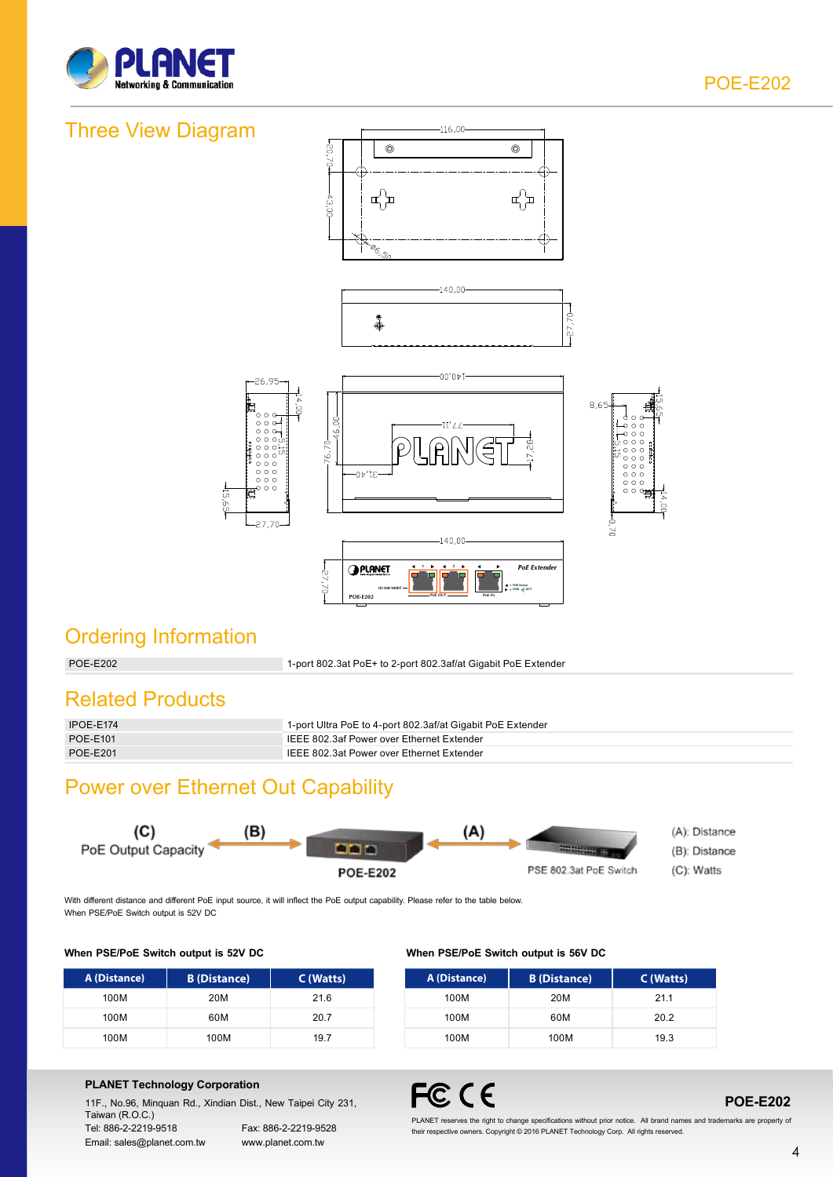## Three View Diagram

116,00
20,70
43,00
Ø6,50
140,00
27,70
26,95
4,00
5,15
15,65
27,70
140,00
49,00
79,70
77,11
17,28
31,40
8,65
15,65
5,15
14,00
0,70
140,00
27,70
PLANET
POE-E202
PoE Extender
PoE OUT
PoE IN

## Ordering Information

| | |
|---|---|
| POE-E202 | 1-port 802.3at PoE+ to 2-port 802.3af/at Gigabit PoE Extender |

## Related Products

| | |
|---|---|
| IPOE-E174 | 1-port Ultra PoE to 4-port 802.3af/at Gigabit PoE Extender |
| POE-E101 | IEEE 802.3af Power over Ethernet Extender |
| POE-E201 | IEEE 802.3at Power over Ethernet Extender |

## Power over Ethernet Out Capability

(C) PoE Output Capacity
(B)
POE-E202
(A)
PSE 802.3at PoE Switch

(A): Distance
(B): Distance
(C): Watts

With different distance and different PoE input source, it will inflect the PoE output capability. Please refer to the table below.
When PSE/PoE Switch output is 52V DC

**When PSE/PoE Switch output is 52V DC**

| A (Distance) | B (Distance) | C (Watts) |
|---|---|---|
| 100M | 20M | 21.6 |
| 100M | 60M | 20.7 |
| 100M | 100M | 19.7 |

**When PSE/PoE Switch output is 56V DC**

| A (Distance) | B (Distance) | C (Watts) |
|---|---|---|
| 100M | 20M | 21.1 |
| 100M | 60M | 20.2 |
| 100M | 100M | 19.3 |

**PLANET Technology Corporation**
11F., No.96, Minquan Rd., Xindian Dist., New Taipei City 231, Taiwan (R.O.C.)
Tel: 886-2-2219-9518 Fax: 886-2-2219-9528
Email: sales@planet.com.tw www.planet.com.tw

**POE-E202**

PLANET reserves the right to change specifications without prior notice. All brand names and trademarks are property of their respective owners. Copyright © 2016 PLANET Technology Corp. All rights reserved.